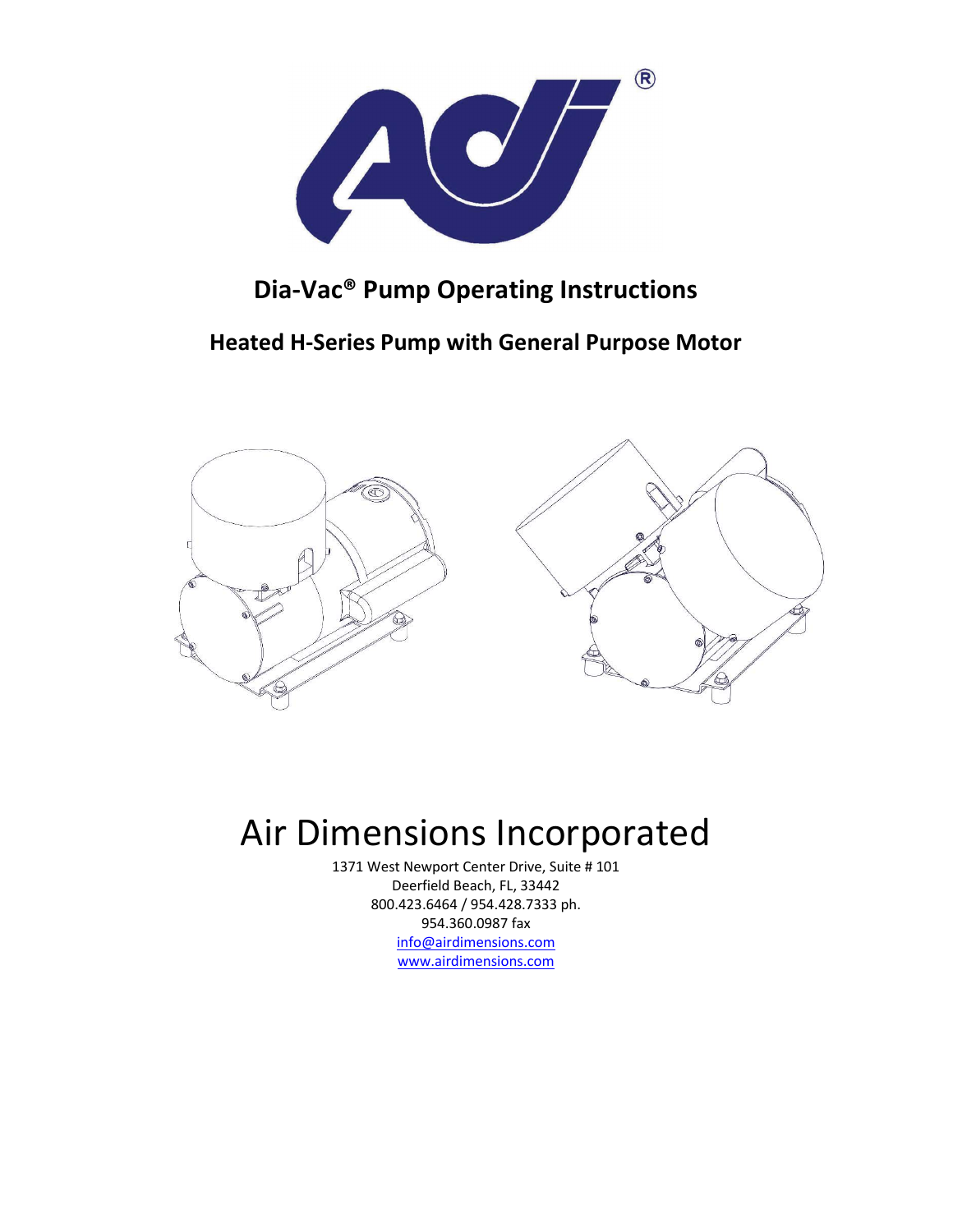# Dia-Vac® Pump Operating Instructions

## Heated H-Series Pump with General Purpose Motor

# Air Dimensions Incorporated

1371 West Newport Center Drive, Suite # 101
Deerfield Beach, FL, 33442
800.423.6464 / 954.428.7333 ph.
954.360.0987 fax
info@airdimensions.com
www.airdimensions.com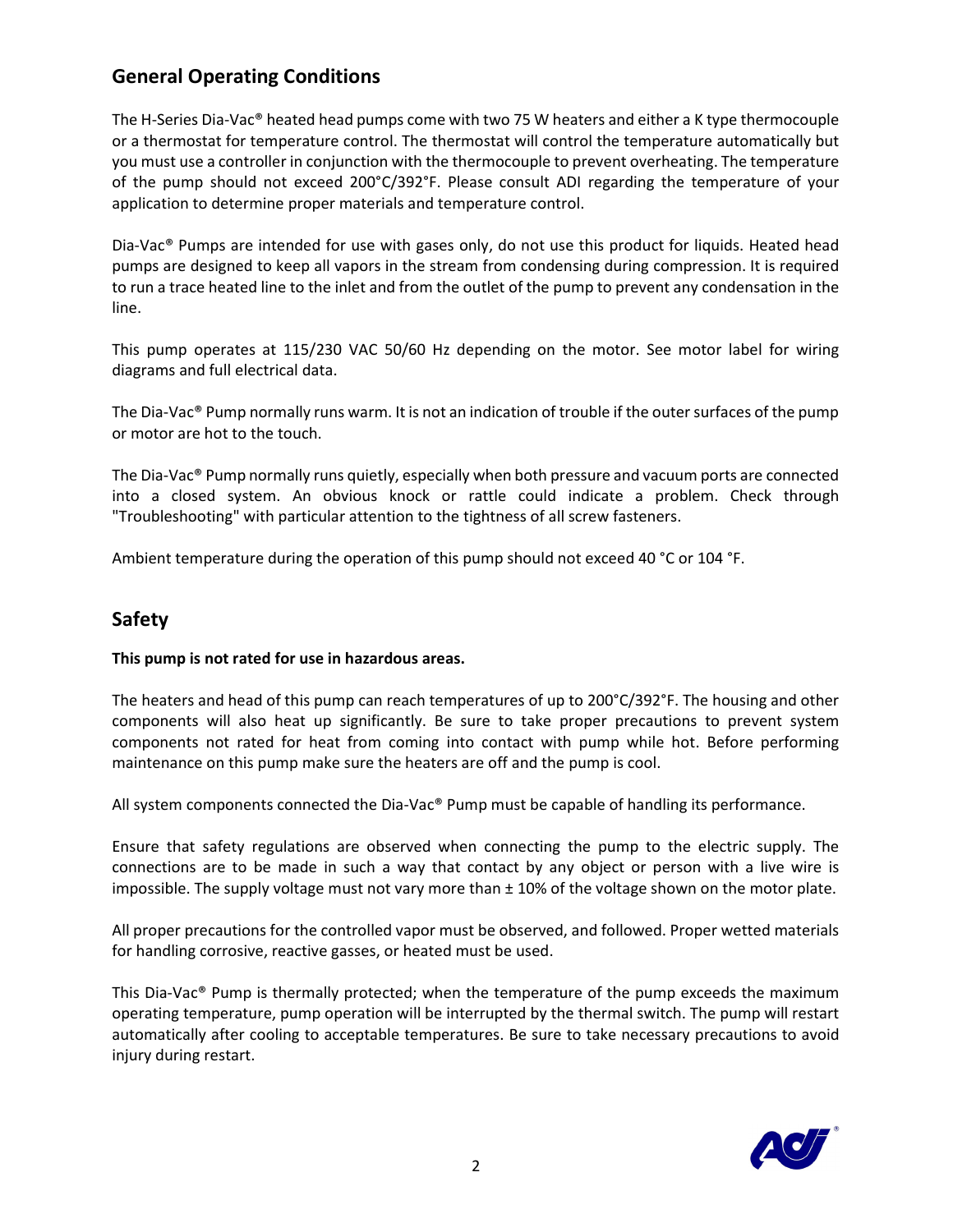## General Operating Conditions

The H-Series Dia-Vac® heated head pumps come with two 75 W heaters and either a K type thermocouple or a thermostat for temperature control. The thermostat will control the temperature automatically but you must use a controller in conjunction with the thermocouple to prevent overheating. The temperature of the pump should not exceed 200°C/392°F. Please consult ADI regarding the temperature of your application to determine proper materials and temperature control.

Dia-Vac® Pumps are intended for use with gases only, do not use this product for liquids. Heated head pumps are designed to keep all vapors in the stream from condensing during compression. It is required to run a trace heated line to the inlet and from the outlet of the pump to prevent any condensation in the line.

This pump operates at 115/230 VAC 50/60 Hz depending on the motor. See motor label for wiring diagrams and full electrical data.

The Dia-Vac® Pump normally runs warm. It is not an indication of trouble if the outer surfaces of the pump or motor are hot to the touch.

The Dia-Vac® Pump normally runs quietly, especially when both pressure and vacuum ports are connected into a closed system. An obvious knock or rattle could indicate a problem. Check through "Troubleshooting" with particular attention to the tightness of all screw fasteners.

Ambient temperature during the operation of this pump should not exceed 40 °C or 104 °F.

## Safety

**This pump is not rated for use in hazardous areas.**

The heaters and head of this pump can reach temperatures of up to 200°C/392°F. The housing and other components will also heat up significantly. Be sure to take proper precautions to prevent system components not rated for heat from coming into contact with pump while hot. Before performing maintenance on this pump make sure the heaters are off and the pump is cool.

All system components connected the Dia-Vac® Pump must be capable of handling its performance.

Ensure that safety regulations are observed when connecting the pump to the electric supply. The connections are to be made in such a way that contact by any object or person with a live wire is impossible. The supply voltage must not vary more than ± 10% of the voltage shown on the motor plate.

All proper precautions for the controlled vapor must be observed, and followed. Proper wetted materials for handling corrosive, reactive gasses, or heated must be used.

This Dia-Vac® Pump is thermally protected; when the temperature of the pump exceeds the maximum operating temperature, pump operation will be interrupted by the thermal switch. The pump will restart automatically after cooling to acceptable temperatures. Be sure to take necessary precautions to avoid injury during restart.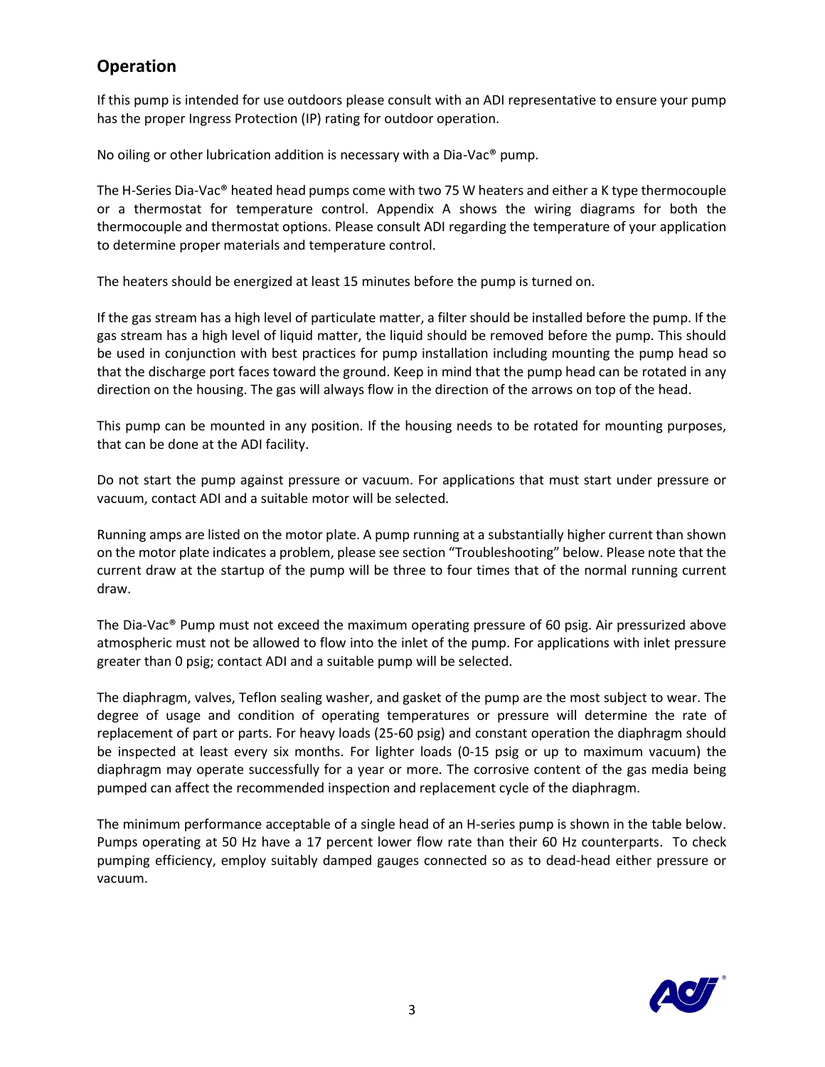## Operation

If this pump is intended for use outdoors please consult with an ADI representative to ensure your pump has the proper Ingress Protection (IP) rating for outdoor operation.

No oiling or other lubrication addition is necessary with a Dia-Vac® pump.

The H-Series Dia-Vac® heated head pumps come with two 75 W heaters and either a K type thermocouple or a thermostat for temperature control. Appendix A shows the wiring diagrams for both the thermocouple and thermostat options. Please consult ADI regarding the temperature of your application to determine proper materials and temperature control.

The heaters should be energized at least 15 minutes before the pump is turned on.

If the gas stream has a high level of particulate matter, a filter should be installed before the pump. If the gas stream has a high level of liquid matter, the liquid should be removed before the pump. This should be used in conjunction with best practices for pump installation including mounting the pump head so that the discharge port faces toward the ground. Keep in mind that the pump head can be rotated in any direction on the housing. The gas will always flow in the direction of the arrows on top of the head.

This pump can be mounted in any position. If the housing needs to be rotated for mounting purposes, that can be done at the ADI facility.

Do not start the pump against pressure or vacuum. For applications that must start under pressure or vacuum, contact ADI and a suitable motor will be selected.

Running amps are listed on the motor plate. A pump running at a substantially higher current than shown on the motor plate indicates a problem, please see section "Troubleshooting" below. Please note that the current draw at the startup of the pump will be three to four times that of the normal running current draw.

The Dia-Vac® Pump must not exceed the maximum operating pressure of 60 psig. Air pressurized above atmospheric must not be allowed to flow into the inlet of the pump. For applications with inlet pressure greater than 0 psig; contact ADI and a suitable pump will be selected.

The diaphragm, valves, Teflon sealing washer, and gasket of the pump are the most subject to wear. The degree of usage and condition of operating temperatures or pressure will determine the rate of replacement of part or parts. For heavy loads (25-60 psig) and constant operation the diaphragm should be inspected at least every six months. For lighter loads (0-15 psig or up to maximum vacuum) the diaphragm may operate successfully for a year or more. The corrosive content of the gas media being pumped can affect the recommended inspection and replacement cycle of the diaphragm.

The minimum performance acceptable of a single head of an H-series pump is shown in the table below. Pumps operating at 50 Hz have a 17 percent lower flow rate than their 60 Hz counterparts. To check pumping efficiency, employ suitably damped gauges connected so as to dead-head either pressure or vacuum.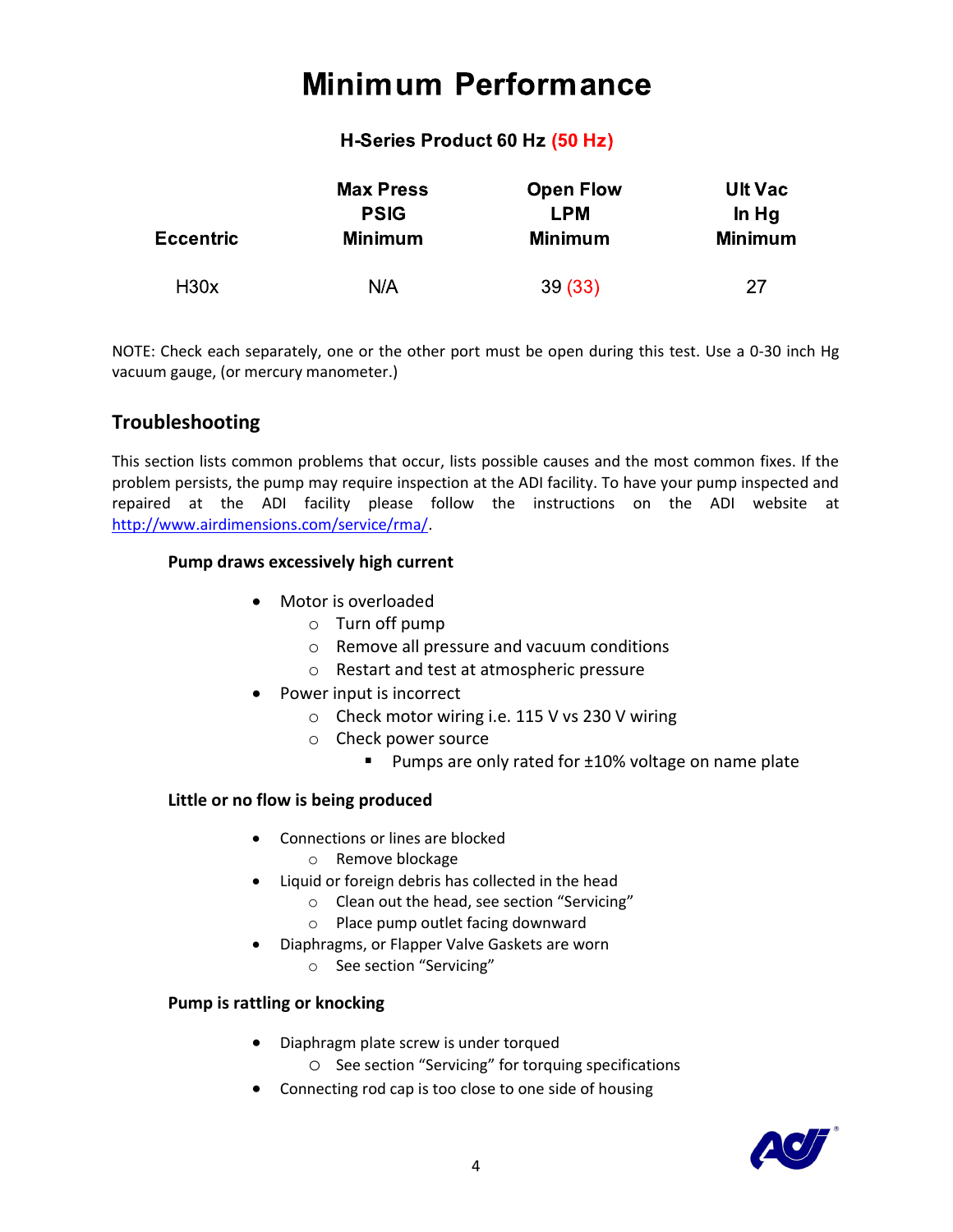# Minimum Performance

**H-Series Product 60 Hz (50 Hz)**

| Eccentric | Max Press PSIG Minimum | Open Flow LPM Minimum | Ult Vac In Hg Minimum |
|---|---|---|---|
| H30x | N/A | 39 (33) | 27 |

NOTE: Check each separately, one or the other port must be open during this test. Use a 0-30 inch Hg vacuum gauge, (or mercury manometer.)

## Troubleshooting

This section lists common problems that occur, lists possible causes and the most common fixes. If the problem persists, the pump may require inspection at the ADI facility. To have your pump inspected and repaired at the ADI facility please follow the instructions on the ADI website at http://www.airdimensions.com/service/rma/.

### Pump draws excessively high current

- Motor is overloaded
  - Turn off pump
  - Remove all pressure and vacuum conditions
  - Restart and test at atmospheric pressure
- Power input is incorrect
  - Check motor wiring i.e. 115 V vs 230 V wiring
  - Check power source
    - Pumps are only rated for ±10% voltage on name plate

### Little or no flow is being produced

- Connections or lines are blocked
  - Remove blockage
- Liquid or foreign debris has collected in the head
  - Clean out the head, see section "Servicing"
  - Place pump outlet facing downward
- Diaphragms, or Flapper Valve Gaskets are worn
  - See section "Servicing"

### Pump is rattling or knocking

- Diaphragm plate screw is under torqued
  - See section "Servicing" for torquing specifications
- Connecting rod cap is too close to one side of housing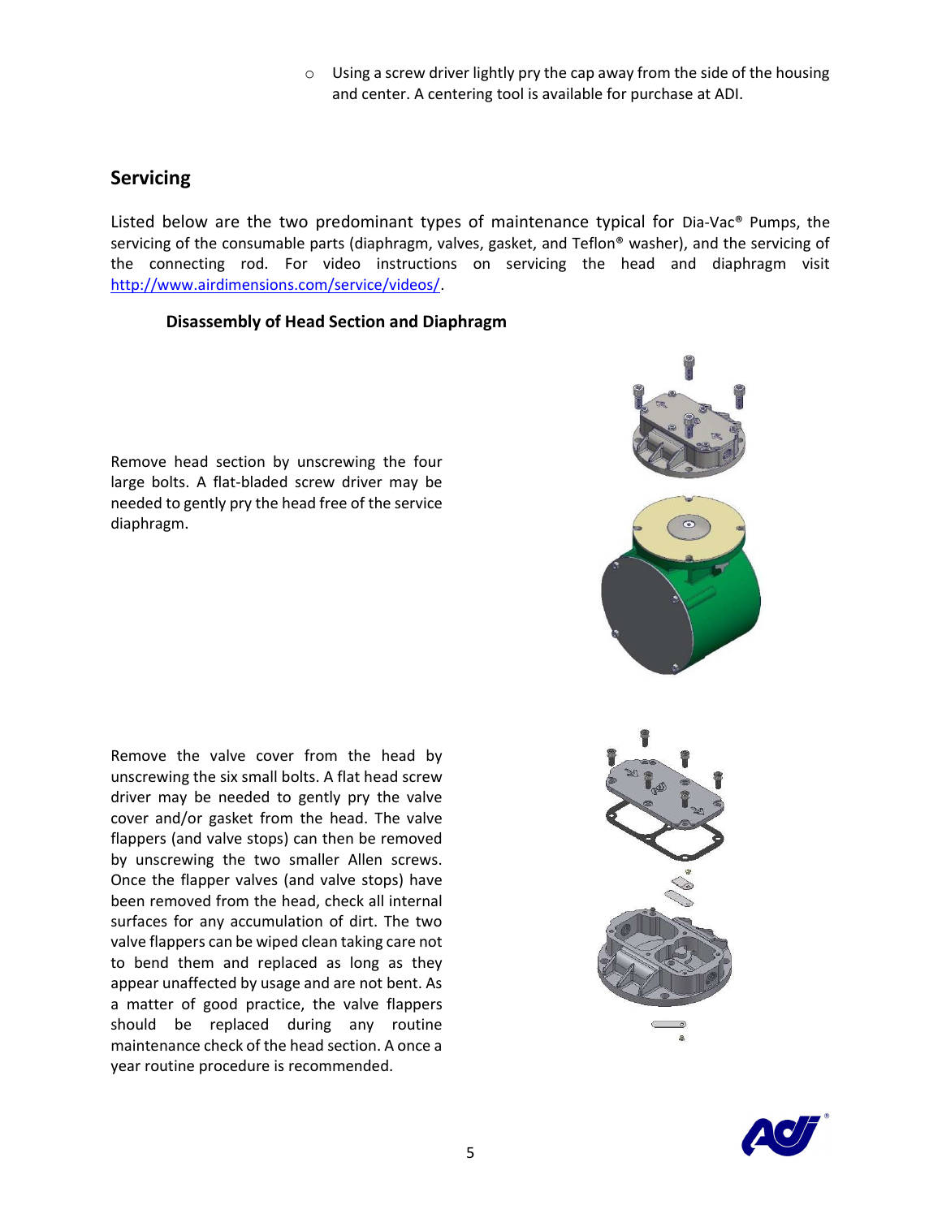- Using a screw driver lightly pry the cap away from the side of the housing and center. A centering tool is available for purchase at ADI.

## Servicing

Listed below are the two predominant types of maintenance typical for Dia-Vac® Pumps, the servicing of the consumable parts (diaphragm, valves, gasket, and Teflon® washer), and the servicing of the connecting rod. For video instructions on servicing the head and diaphragm visit http://www.airdimensions.com/service/videos/.

### Disassembly of Head Section and Diaphragm

Remove head section by unscrewing the four large bolts. A flat-bladed screw driver may be needed to gently pry the head free of the service diaphragm.

Remove the valve cover from the head by unscrewing the six small bolts. A flat head screw driver may be needed to gently pry the valve cover and/or gasket from the head. The valve flappers (and valve stops) can then be removed by unscrewing the two smaller Allen screws. Once the flapper valves (and valve stops) have been removed from the head, check all internal surfaces for any accumulation of dirt. The two valve flappers can be wiped clean taking care not to bend them and replaced as long as they appear unaffected by usage and are not bent. As a matter of good practice, the valve flappers should be replaced during any routine maintenance check of the head section. A once a year routine procedure is recommended.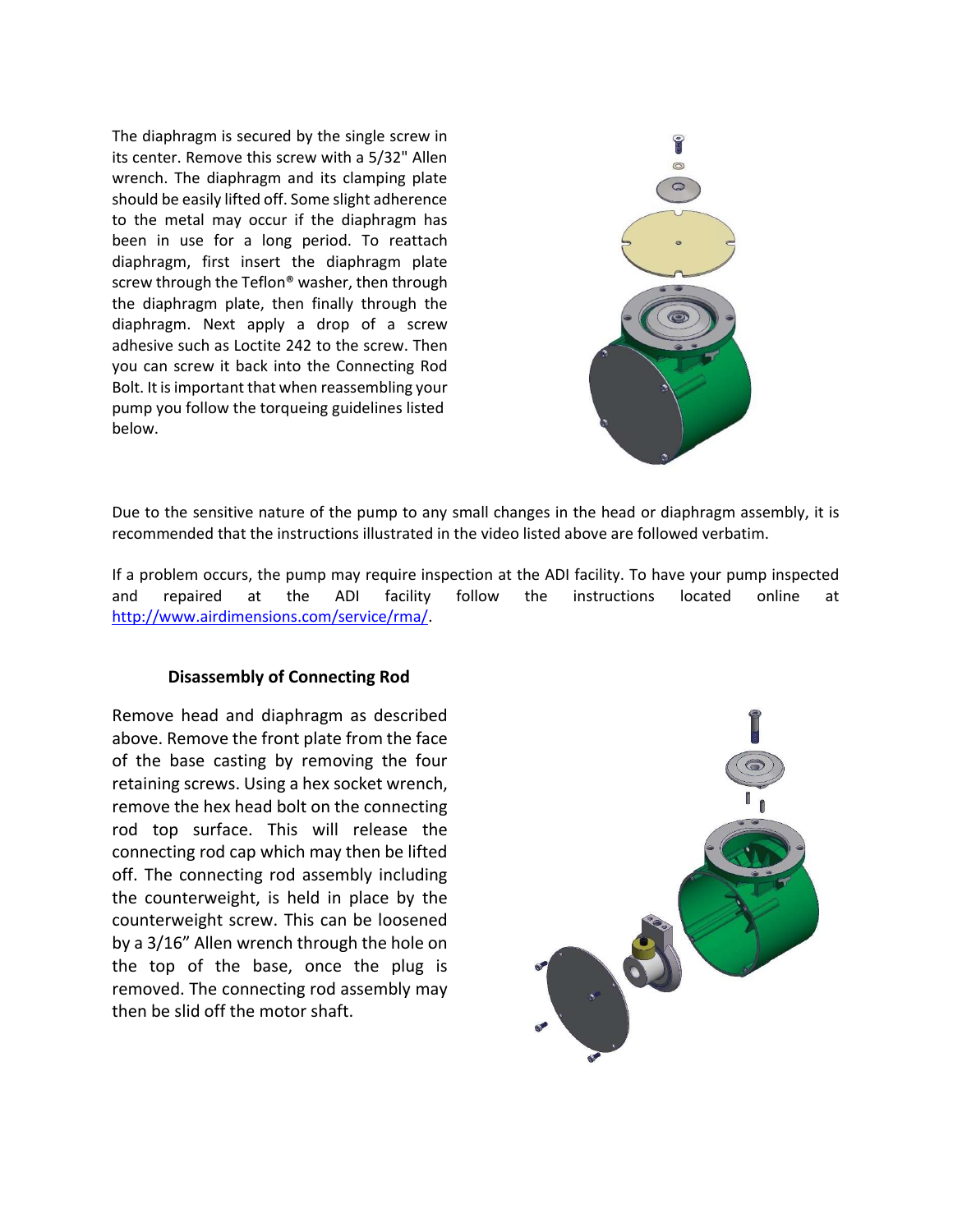The diaphragm is secured by the single screw in its center. Remove this screw with a 5/32" Allen wrench. The diaphragm and its clamping plate should be easily lifted off. Some slight adherence to the metal may occur if the diaphragm has been in use for a long period. To reattach diaphragm, first insert the diaphragm plate screw through the Teflon® washer, then through the diaphragm plate, then finally through the diaphragm. Next apply a drop of a screw adhesive such as Loctite 242 to the screw. Then you can screw it back into the Connecting Rod Bolt. It is important that when reassembling your pump you follow the torqueing guidelines listed below.

Due to the sensitive nature of the pump to any small changes in the head or diaphragm assembly, it is recommended that the instructions illustrated in the video listed above are followed verbatim.

If a problem occurs, the pump may require inspection at the ADI facility. To have your pump inspected and repaired at the ADI facility follow the instructions located online at http://www.airdimensions.com/service/rma/.

### Disassembly of Connecting Rod

Remove head and diaphragm as described above. Remove the front plate from the face of the base casting by removing the four retaining screws. Using a hex socket wrench, remove the hex head bolt on the connecting rod top surface. This will release the connecting rod cap which may then be lifted off. The connecting rod assembly including the counterweight, is held in place by the counterweight screw. This can be loosened by a 3/16" Allen wrench through the hole on the top of the base, once the plug is removed. The connecting rod assembly may then be slid off the motor shaft.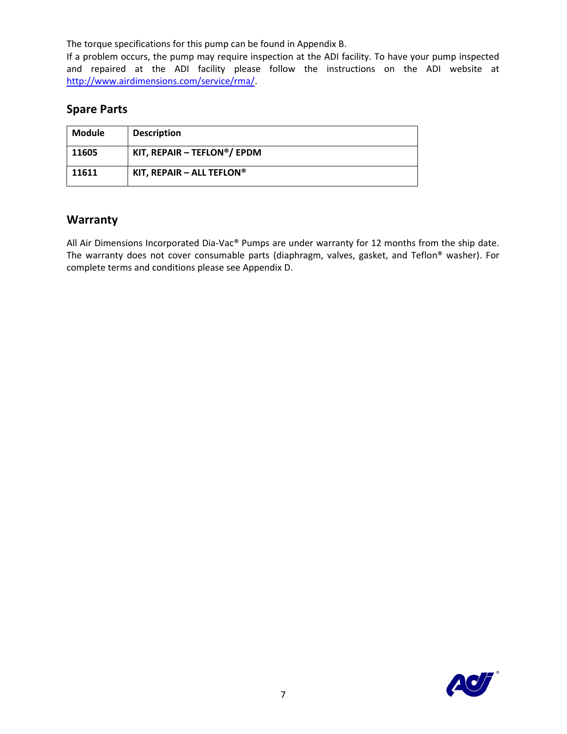The torque specifications for this pump can be found in Appendix B.

If a problem occurs, the pump may require inspection at the ADI facility. To have your pump inspected and repaired at the ADI facility please follow the instructions on the ADI website at [http://www.airdimensions.com/service/rma/](http://www.airdimensions.com/service/rma/).

## Spare Parts

| Module | Description |
|---|---|
| **11605** | **KIT, REPAIR – TEFLON®/ EPDM** |
| **11611** | **KIT, REPAIR – ALL TEFLON®** |

## Warranty

All Air Dimensions Incorporated Dia-Vac® Pumps are under warranty for 12 months from the ship date. The warranty does not cover consumable parts (diaphragm, valves, gasket, and Teflon® washer). For complete terms and conditions please see Appendix D.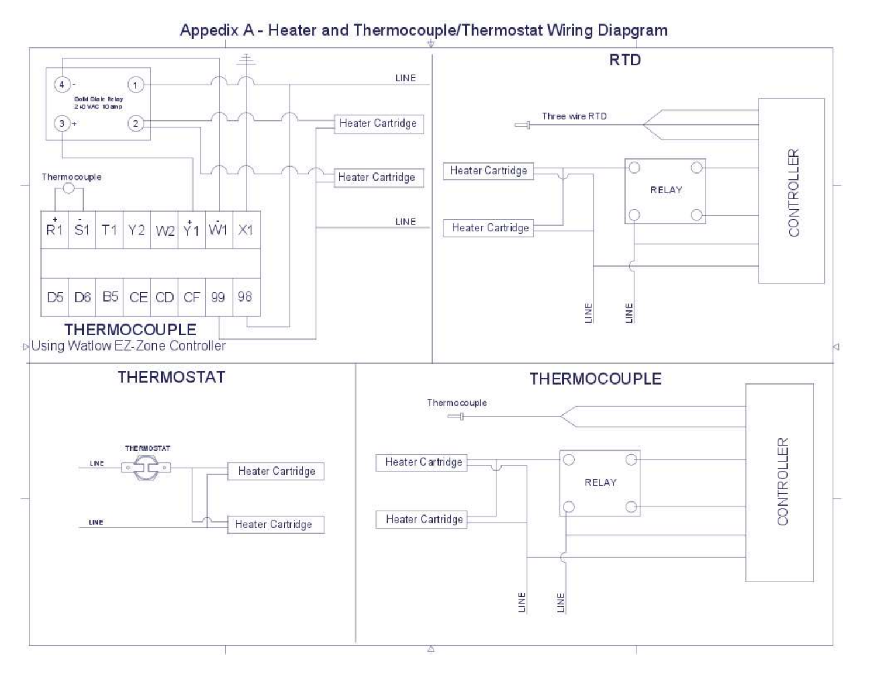# Appedix A - Heater and Thermocouple/Thermostat Wiring Diapgram

## THERMOCOUPLE
Using Watlow EZ-Zone Controller

4 -
1
3 +
2

Solid State Relay 240 VAC 10 amp

LINE

Heater Cartridge

Heater Cartridge

LINE

Thermocouple

| + R1 | - S1 | T1 | Y2 | W2 | + Y1 | - W1 | X1 |
|---|---|---|---|---|---|---|---|
| D5 | D6 | B5 | CE | CD | CF | 99 | 98 |

## RTD

Three wire RTD

Heater Cartridge

Heater Cartridge

RELAY

CONTROLLER

LINE

LINE

## THERMOSTAT

LINE

THERMOSTAT

Heater Cartridge

LINE

Heater Cartridge

## THERMOCOUPLE

Thermocouple

Heater Cartridge

Heater Cartridge

RELAY

CONTROLLER

LINE

LINE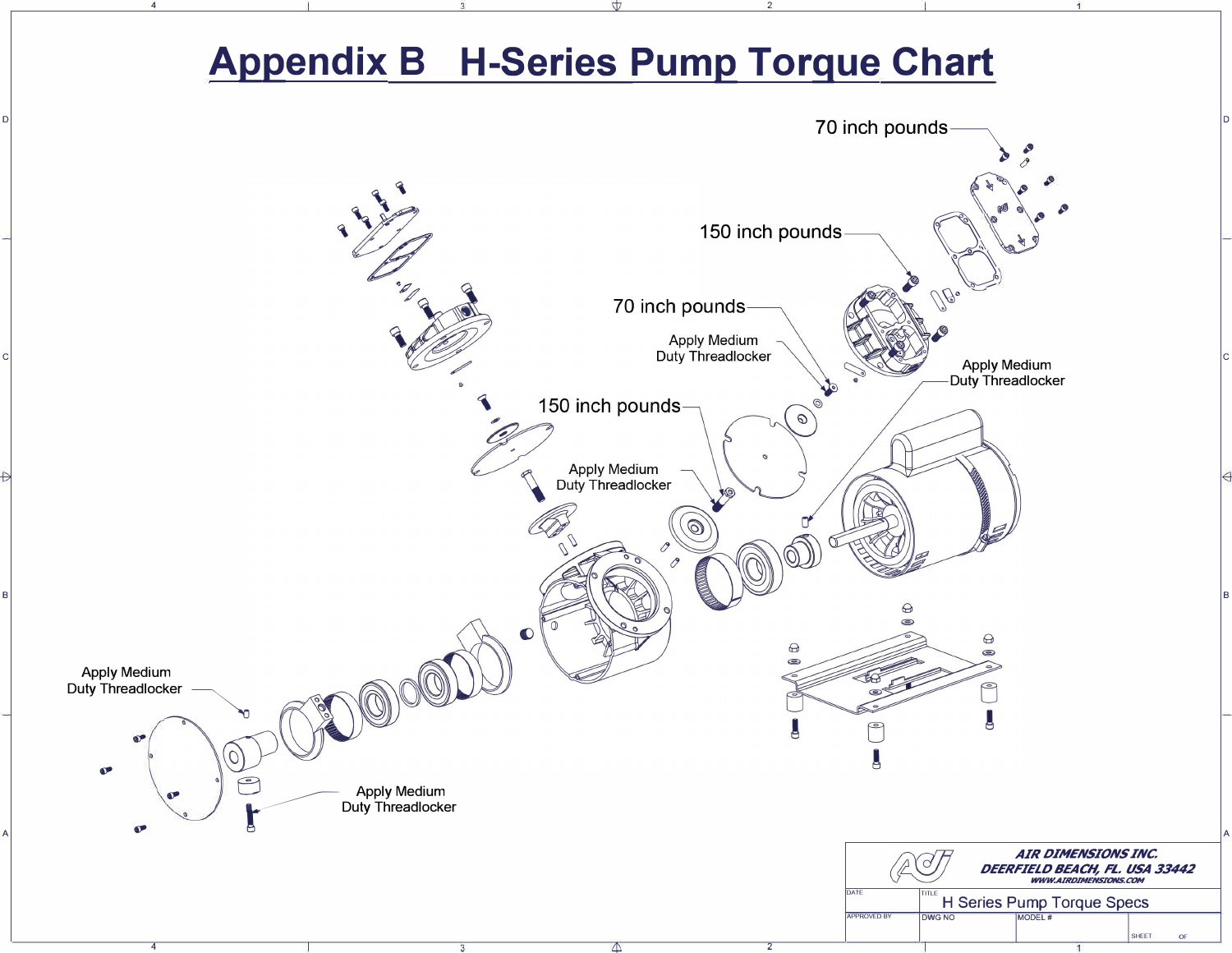# Appendix B H-Series Pump Torque Chart

70 inch pounds

150 inch pounds

70 inch pounds

Apply Medium Duty Threadlocker

150 inch pounds

Apply Medium Duty Threadlocker

Apply Medium Duty Threadlocker

Apply Medium Duty Threadlocker

Apply Medium Duty Threadlocker

AIR DIMENSIONS INC.
DEERFIELD BEACH, FL. USA 33442
WWW.AIRDIMENSIONS.COM

| DATE | TITLE H Series Pump Torque Specs | | |
|---|---|---|---|
| APPROVED BY | DWG NO | MODEL # | SHEET OF |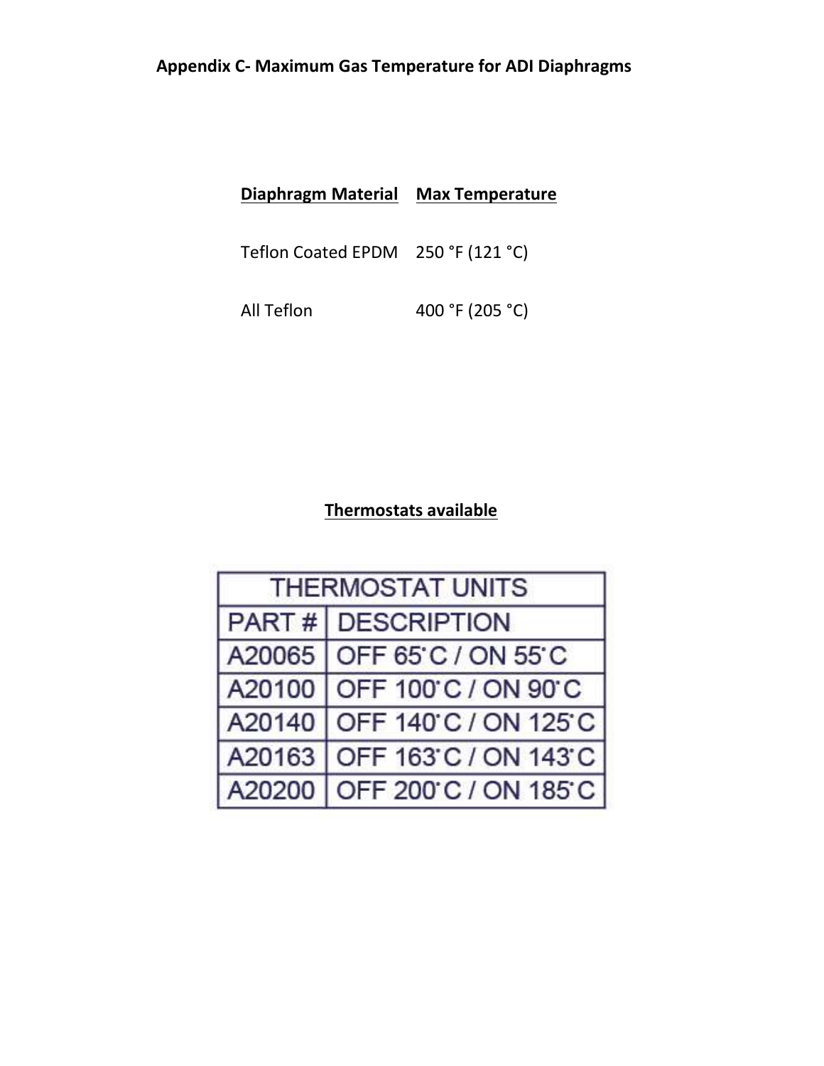## Appendix C- Maximum Gas Temperature for ADI Diaphragms

| Diaphragm Material | Max Temperature |
|---|---|
| Teflon Coated EPDM | 250 °F (121 °C) |
| All Teflon | 400 °F (205 °C) |

### Thermostats available

| THERMOSTAT UNITS | |
|---|---|
| PART # | DESCRIPTION |
| A20065 | OFF 65°C / ON 55°C |
| A20100 | OFF 100°C / ON 90°C |
| A20140 | OFF 140°C / ON 125°C |
| A20163 | OFF 163°C / ON 143°C |
| A20200 | OFF 200°C / ON 185°C |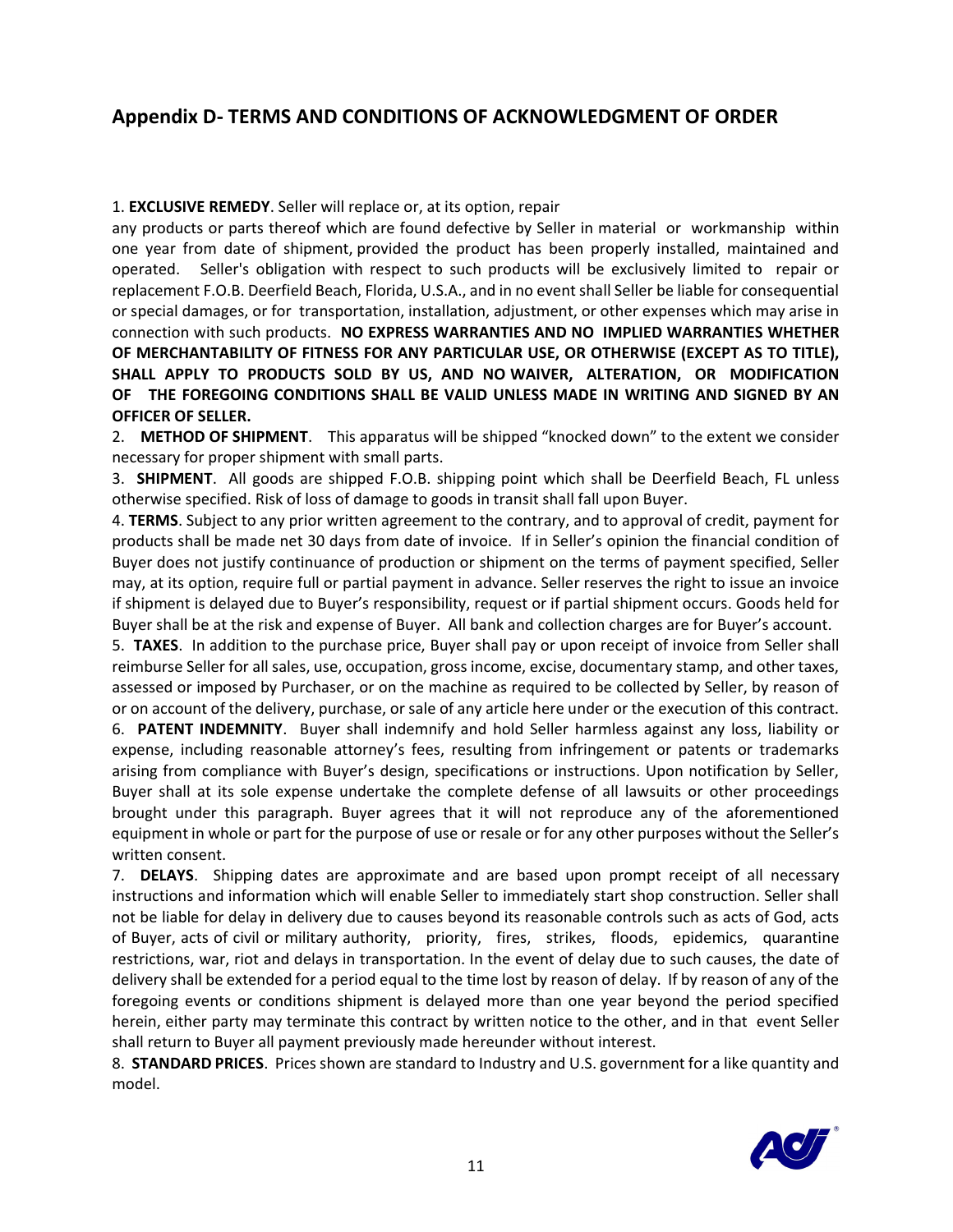## Appendix D- TERMS AND CONDITIONS OF ACKNOWLEDGMENT OF ORDER

1. **EXCLUSIVE REMEDY**. Seller will replace or, at its option, repair any products or parts thereof which are found defective by Seller in material or workmanship within one year from date of shipment, provided the product has been properly installed, maintained and operated. Seller's obligation with respect to such products will be exclusively limited to repair or replacement F.O.B. Deerfield Beach, Florida, U.S.A., and in no event shall Seller be liable for consequential or special damages, or for transportation, installation, adjustment, or other expenses which may arise in connection with such products. **NO EXPRESS WARRANTIES AND NO IMPLIED WARRANTIES WHETHER OF MERCHANTABILITY OF FITNESS FOR ANY PARTICULAR USE, OR OTHERWISE (EXCEPT AS TO TITLE), SHALL APPLY TO PRODUCTS SOLD BY US, AND NO WAIVER, ALTERATION, OR MODIFICATION OF THE FOREGOING CONDITIONS SHALL BE VALID UNLESS MADE IN WRITING AND SIGNED BY AN OFFICER OF SELLER.**
2. **METHOD OF SHIPMENT**. This apparatus will be shipped "knocked down" to the extent we consider necessary for proper shipment with small parts.
3. **SHIPMENT**. All goods are shipped F.O.B. shipping point which shall be Deerfield Beach, FL unless otherwise specified. Risk of loss of damage to goods in transit shall fall upon Buyer.
4. **TERMS**. Subject to any prior written agreement to the contrary, and to approval of credit, payment for products shall be made net 30 days from date of invoice. If in Seller's opinion the financial condition of Buyer does not justify continuance of production or shipment on the terms of payment specified, Seller may, at its option, require full or partial payment in advance. Seller reserves the right to issue an invoice if shipment is delayed due to Buyer's responsibility, request or if partial shipment occurs. Goods held for Buyer shall be at the risk and expense of Buyer. All bank and collection charges are for Buyer's account.
5. **TAXES**. In addition to the purchase price, Buyer shall pay or upon receipt of invoice from Seller shall reimburse Seller for all sales, use, occupation, gross income, excise, documentary stamp, and other taxes, assessed or imposed by Purchaser, or on the machine as required to be collected by Seller, by reason of or on account of the delivery, purchase, or sale of any article here under or the execution of this contract.
6. **PATENT INDEMNITY**. Buyer shall indemnify and hold Seller harmless against any loss, liability or expense, including reasonable attorney's fees, resulting from infringement or patents or trademarks arising from compliance with Buyer's design, specifications or instructions. Upon notification by Seller, Buyer shall at its sole expense undertake the complete defense of all lawsuits or other proceedings brought under this paragraph. Buyer agrees that it will not reproduce any of the aforementioned equipment in whole or part for the purpose of use or resale or for any other purposes without the Seller's written consent.
7. **DELAYS**. Shipping dates are approximate and are based upon prompt receipt of all necessary instructions and information which will enable Seller to immediately start shop construction. Seller shall not be liable for delay in delivery due to causes beyond its reasonable controls such as acts of God, acts of Buyer, acts of civil or military authority, priority, fires, strikes, floods, epidemics, quarantine restrictions, war, riot and delays in transportation. In the event of delay due to such causes, the date of delivery shall be extended for a period equal to the time lost by reason of delay. If by reason of any of the foregoing events or conditions shipment is delayed more than one year beyond the period specified herein, either party may terminate this contract by written notice to the other, and in that event Seller shall return to Buyer all payment previously made hereunder without interest.
8. **STANDARD PRICES**. Prices shown are standard to Industry and U.S. government for a like quantity and model.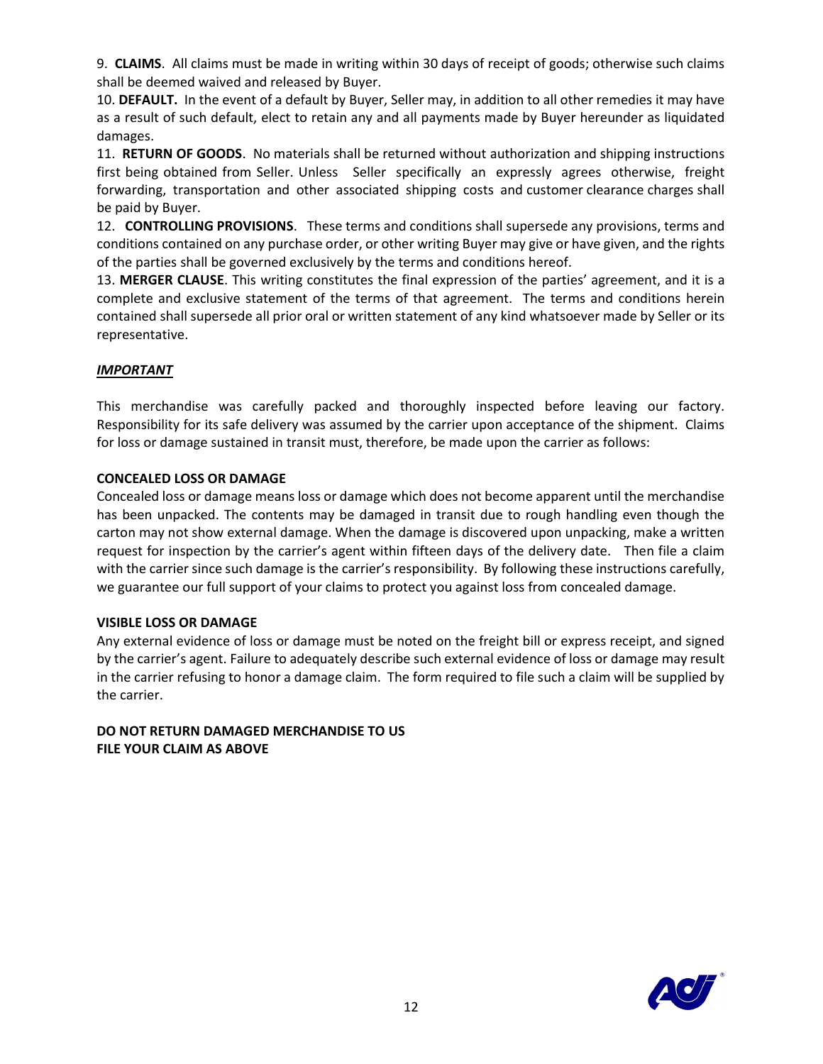9. **CLAIMS**. All claims must be made in writing within 30 days of receipt of goods; otherwise such claims shall be deemed waived and released by Buyer.

10. **DEFAULT.** In the event of a default by Buyer, Seller may, in addition to all other remedies it may have as a result of such default, elect to retain any and all payments made by Buyer hereunder as liquidated damages.

11. **RETURN OF GOODS**. No materials shall be returned without authorization and shipping instructions first being obtained from Seller. Unless Seller specifically an expressly agrees otherwise, freight forwarding, transportation and other associated shipping costs and customer clearance charges shall be paid by Buyer.

12. **CONTROLLING PROVISIONS**. These terms and conditions shall supersede any provisions, terms and conditions contained on any purchase order, or other writing Buyer may give or have given, and the rights of the parties shall be governed exclusively by the terms and conditions hereof.

13. **MERGER CLAUSE**. This writing constitutes the final expression of the parties' agreement, and it is a complete and exclusive statement of the terms of that agreement. The terms and conditions herein contained shall supersede all prior oral or written statement of any kind whatsoever made by Seller or its representative.

***IMPORTANT***

This merchandise was carefully packed and thoroughly inspected before leaving our factory. Responsibility for its safe delivery was assumed by the carrier upon acceptance of the shipment. Claims for loss or damage sustained in transit must, therefore, be made upon the carrier as follows:

**CONCEALED LOSS OR DAMAGE**

Concealed loss or damage means loss or damage which does not become apparent until the merchandise has been unpacked. The contents may be damaged in transit due to rough handling even though the carton may not show external damage. When the damage is discovered upon unpacking, make a written request for inspection by the carrier's agent within fifteen days of the delivery date. Then file a claim with the carrier since such damage is the carrier's responsibility. By following these instructions carefully, we guarantee our full support of your claims to protect you against loss from concealed damage.

**VISIBLE LOSS OR DAMAGE**

Any external evidence of loss or damage must be noted on the freight bill or express receipt, and signed by the carrier's agent. Failure to adequately describe such external evidence of loss or damage may result in the carrier refusing to honor a damage claim. The form required to file such a claim will be supplied by the carrier.

**DO NOT RETURN DAMAGED MERCHANDISE TO US**
**FILE YOUR CLAIM AS ABOVE**